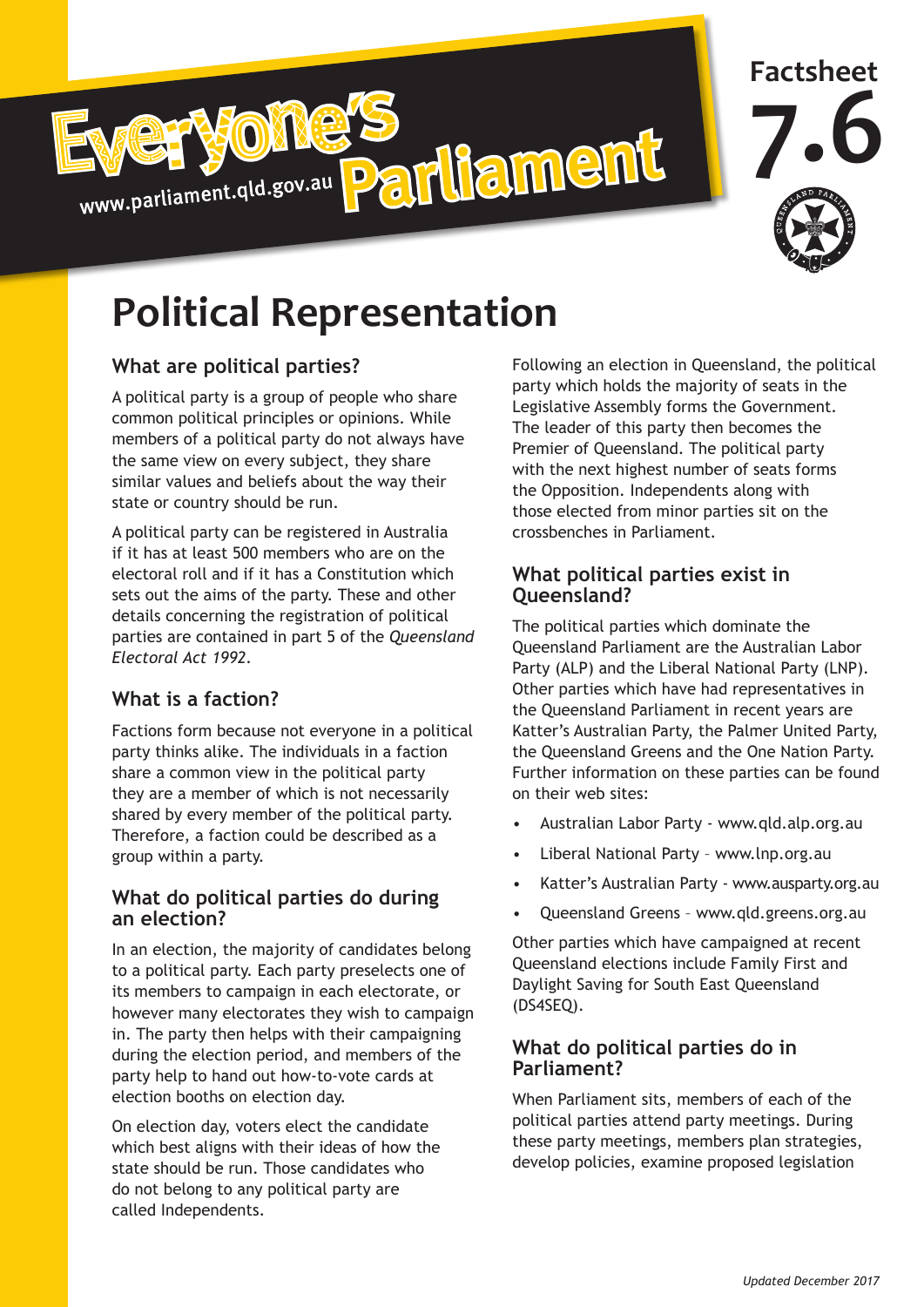Everyone's Parliament

www.parliament.qld.gov.au

Factsheet 7.6

# Political Representation

## What are political parties?

A political party is a group of people who share common political principles or opinions. While members of a political party do not always have the same view on every subject, they share similar values and beliefs about the way their state or country should be run.

A political party can be registered in Australia if it has at least 500 members who are on the electoral roll and if it has a Constitution which sets out the aims of the party. These and other details concerning the registration of political parties are contained in part 5 of the *Queensland Electoral Act 1992*.

## What is a faction?

Factions form because not everyone in a political party thinks alike. The individuals in a faction share a common view in the political party they are a member of which is not necessarily shared by every member of the political party. Therefore, a faction could be described as a group within a party.

## What do political parties do during an election?

In an election, the majority of candidates belong to a political party. Each party preselects one of its members to campaign in each electorate, or however many electorates they wish to campaign in. The party then helps with their campaigning during the election period, and members of the party help to hand out how-to-vote cards at election booths on election day.

On election day, voters elect the candidate which best aligns with their ideas of how the state should be run. Those candidates who do not belong to any political party are called Independents.

Following an election in Queensland, the political party which holds the majority of seats in the Legislative Assembly forms the Government. The leader of this party then becomes the Premier of Queensland. The political party with the next highest number of seats forms the Opposition. Independents along with those elected from minor parties sit on the crossbenches in Parliament.

## What political parties exist in Queensland?

The political parties which dominate the Queensland Parliament are the Australian Labor Party (ALP) and the Liberal National Party (LNP). Other parties which have had representatives in the Queensland Parliament in recent years are Katter's Australian Party, the Palmer United Party, the Queensland Greens and the One Nation Party. Further information on these parties can be found on their web sites:

- Australian Labor Party - www.qld.alp.org.au
- Liberal National Party – www.lnp.org.au
- Katter's Australian Party - www.ausparty.org.au
- Queensland Greens – www.qld.greens.org.au

Other parties which have campaigned at recent Queensland elections include Family First and Daylight Saving for South East Queensland (DS4SEQ).

## What do political parties do in Parliament?

When Parliament sits, members of each of the political parties attend party meetings. During these party meetings, members plan strategies, develop policies, examine proposed legislation

*Updated December 2017*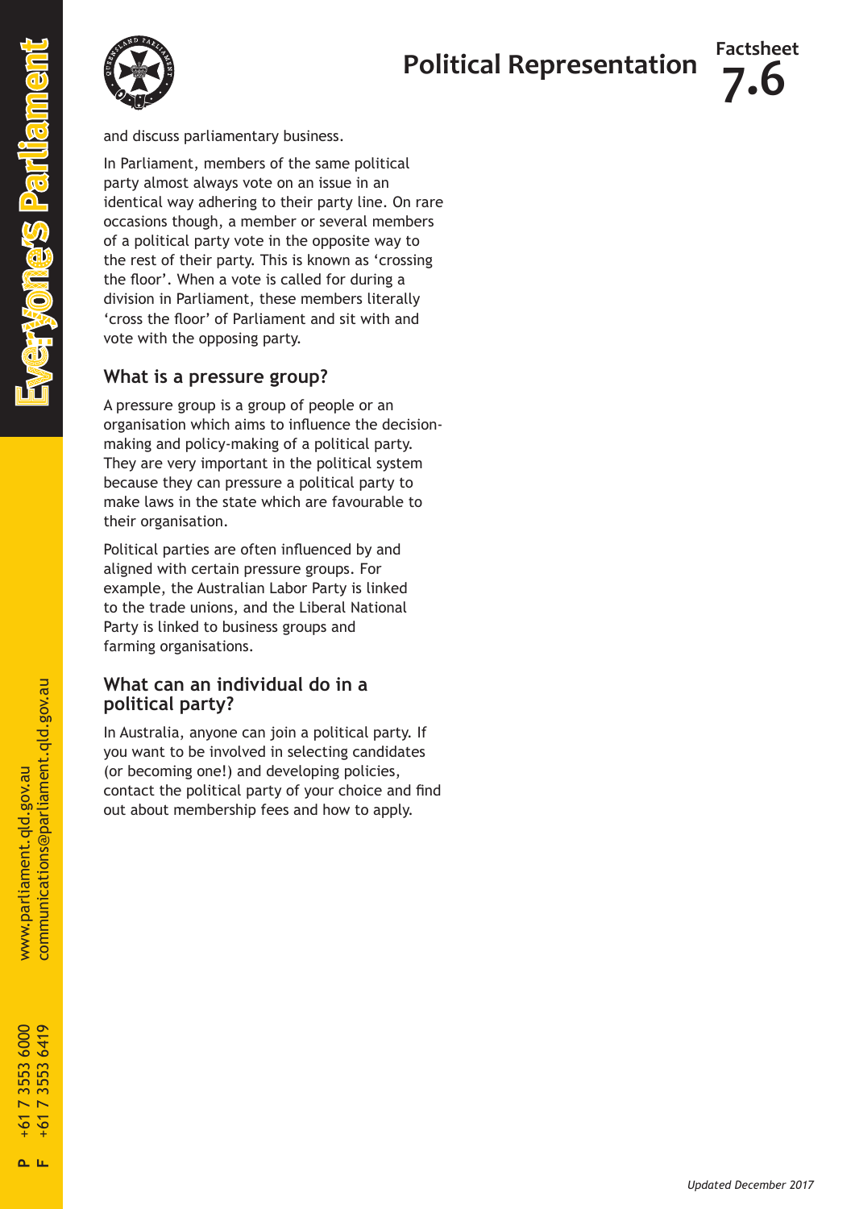and discuss parliamentary business.

In Parliament, members of the same political party almost always vote on an issue in an identical way adhering to their party line. On rare occasions though, a member or several members of a political party vote in the opposite way to the rest of their party. This is known as 'crossing the floor'. When a vote is called for during a division in Parliament, these members literally 'cross the floor' of Parliament and sit with and vote with the opposing party.

## What is a pressure group?

A pressure group is a group of people or an organisation which aims to influence the decision-making and policy-making of a political party. They are very important in the political system because they can pressure a political party to make laws in the state which are favourable to their organisation.

Political parties are often influenced by and aligned with certain pressure groups. For example, the Australian Labor Party is linked to the trade unions, and the Liberal National Party is linked to business groups and farming organisations.

## What can an individual do in a political party?

In Australia, anyone can join a political party. If you want to be involved in selecting candidates (or becoming one!) and developing policies, contact the political party of your choice and find out about membership fees and how to apply.

*Updated December 2017*